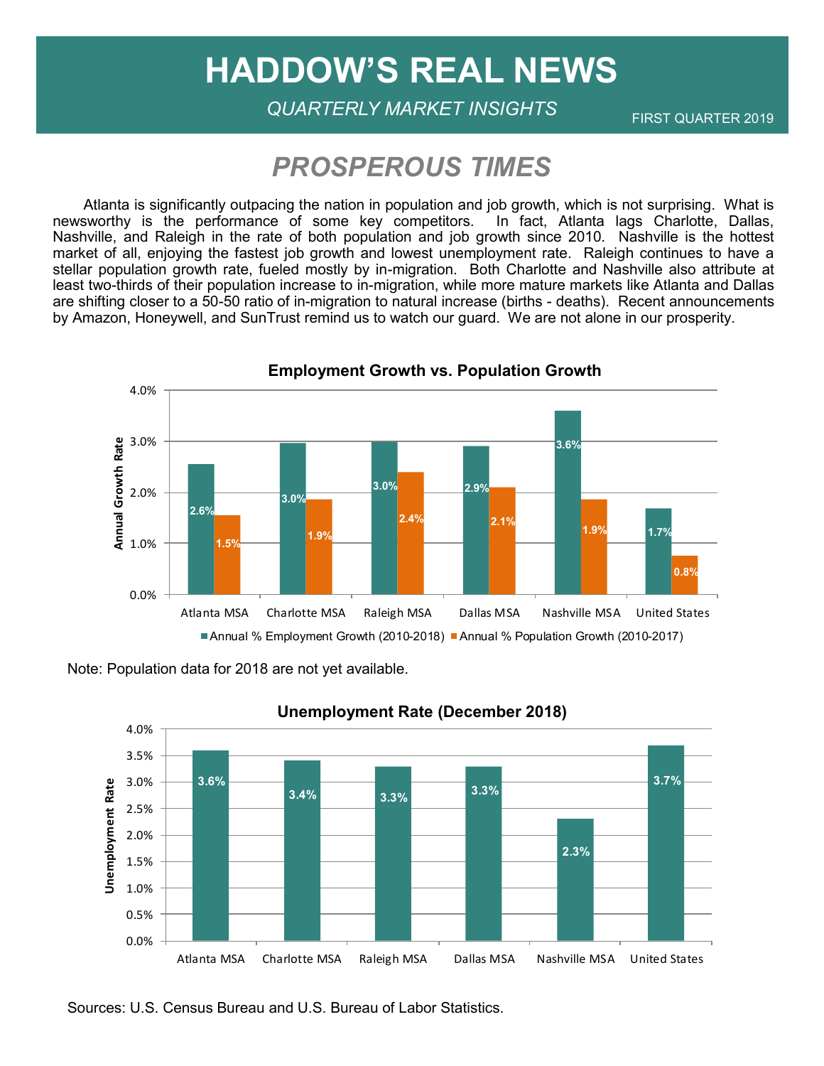# HADDOW'S REAL NEWS

*QUARTERLY MARKET INSIGHTS*

FIRST QUARTER 2019

## *PROSPEROUS TIMES*

Atlanta is significantly outpacing the nation in population and job growth, which is not surprising. What is newsworthy is the performance of some key competitors. In fact, Atlanta lags Charlotte, Dallas, Nashville, and Raleigh in the rate of both population and job growth since 2010. Nashville is the hottest market of all, enjoying the fastest job growth and lowest unemployment rate. Raleigh continues to have a stellar population growth rate, fueled mostly by in-migration. Both Charlotte and Nashville also attribute at least two-thirds of their population increase to in-migration, while more mature markets like Atlanta and Dallas are shifting closer to a 50-50 ratio of in-migration to natural increase (births - deaths). Recent announcements by Amazon, Honeywell, and SunTrust remind us to watch our guard. We are not alone in our prosperity.

**Employment Growth vs. Population Growth**

| | Annual % Employment Growth (2010-2018) | Annual % Population Growth (2010-2017) |
|---|---|---|
| Atlanta MSA | 2.6% | 1.5% |
| Charlotte MSA | 3.0% | 1.9% |
| Raleigh MSA | 3.0% | 2.4% |
| Dallas MSA | 2.9% | 2.1% |
| Nashville MSA | 3.6% | 1.9% |
| United States | 1.7% | 0.8% |

Note: Population data for 2018 are not yet available.

**Unemployment Rate (December 2018)**

| | Unemployment Rate |
|---|---|
| Atlanta MSA | 3.6% |
| Charlotte MSA | 3.4% |
| Raleigh MSA | 3.3% |
| Dallas MSA | 3.3% |
| Nashville MSA | 2.3% |
| United States | 3.7% |

Sources: U.S. Census Bureau and U.S. Bureau of Labor Statistics.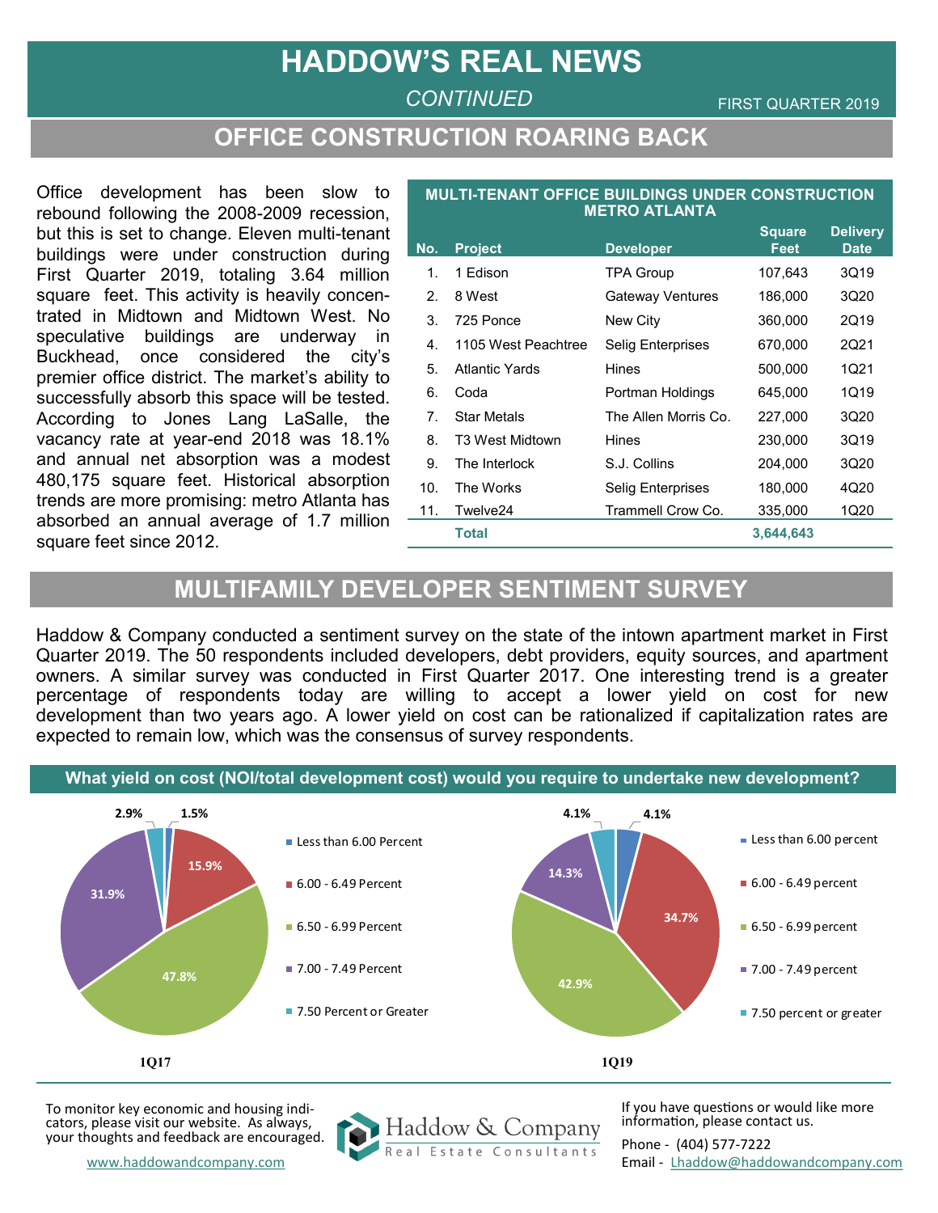# HADDOW'S REAL NEWS

*CONTINUED*

FIRST QUARTER 2019

## OFFICE CONSTRUCTION ROARING BACK

Office development has been slow to rebound following the 2008-2009 recession, but this is set to change. Eleven multi-tenant buildings were under construction during First Quarter 2019, totaling 3.64 million square feet. This activity is heavily concentrated in Midtown and Midtown West. No speculative buildings are underway in Buckhead, once considered the city's premier office district. The market's ability to successfully absorb this space will be tested. According to Jones Lang LaSalle, the vacancy rate at year-end 2018 was 18.1% and annual net absorption was a modest 480,175 square feet. Historical absorption trends are more promising: metro Atlanta has absorbed an annual average of 1.7 million square feet since 2012.

**MULTI-TENANT OFFICE BUILDINGS UNDER CONSTRUCTION METRO ATLANTA**

| No. | Project | Developer | Square Feet | Delivery Date |
|---|---|---|---|---|
| 1. | 1 Edison | TPA Group | 107,643 | 3Q19 |
| 2. | 8 West | Gateway Ventures | 186,000 | 3Q20 |
| 3. | 725 Ponce | New City | 360,000 | 2Q19 |
| 4. | 1105 West Peachtree | Selig Enterprises | 670,000 | 2Q21 |
| 5. | Atlantic Yards | Hines | 500,000 | 1Q21 |
| 6. | Coda | Portman Holdings | 645,000 | 1Q19 |
| 7. | Star Metals | The Allen Morris Co. | 227,000 | 3Q20 |
| 8. | T3 West Midtown | Hines | 230,000 | 3Q19 |
| 9. | The Interlock | S.J. Collins | 204,000 | 3Q20 |
| 10. | The Works | Selig Enterprises | 180,000 | 4Q20 |
| 11. | Twelve24 | Trammell Crow Co. | 335,000 | 1Q20 |
| | **Total** | | **3,644,643** | |

## MULTIFAMILY DEVELOPER SENTIMENT SURVEY

Haddow & Company conducted a sentiment survey on the state of the intown apartment market in First Quarter 2019. The 50 respondents included developers, debt providers, equity sources, and apartment owners. A similar survey was conducted in First Quarter 2017. One interesting trend is a greater percentage of respondents today are willing to accept a lower yield on cost for new development than two years ago. A lower yield on cost can be rationalized if capitalization rates are expected to remain low, which was the consensus of survey respondents.

**What yield on cost (NOI/total development cost) would you require to undertake new development?**

1Q17

1.5%
15.9%
47.8%
31.9%
2.9%

- Less than 6.00 Percent
- 6.00 - 6.49 Percent
- 6.50 - 6.99 Percent
- 7.00 - 7.49 Percent
- 7.50 Percent or Greater

1Q19

4.1%
34.7%
42.9%
14.3%
4.1%

- Less than 6.00 percent
- 6.00 - 6.49 percent
- 6.50 - 6.99 percent
- 7.00 - 7.49 percent
- 7.50 percent or greater

To monitor key economic and housing indicators, please visit our website. As always, your thoughts and feedback are encouraged.

www.haddowandcompany.com

Haddow & Company
Real Estate Consultants

If you have questions or would like more information, please contact us.

Phone - (404) 577-7222
Email - Lhaddow@haddowandcompany.com